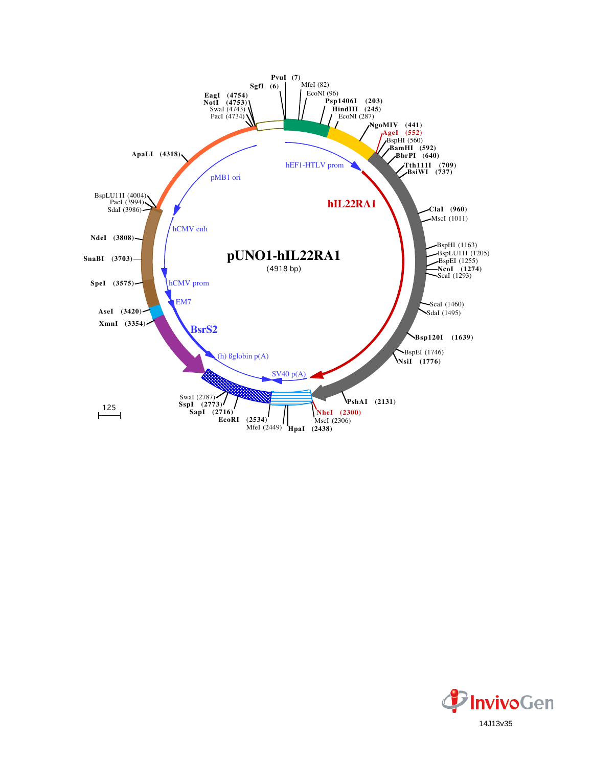# pUNO1-hIL22RA1

(4918 bp)

PvuI (7)
SgfI (6)
MfeI (82)
EcoNI (96)
Psp1406I (203)
HindIII (245)
EcoNI (287)
NgoMIV (441)
AgeI (552)
BspHI (560)
BamHI (592)
BbrPI (640)
Tth111I (709)
BsiWI (737)
ClaI (960)
MscI (1011)
BspHI (1163)
BspLU11I (1205)
BspEI (1255)
NcoI (1274)
ScaI (1293)
ScaI (1460)
SdaI (1495)
Bsp120I (1639)
BspEI (1746)
NsiI (1776)
PshAI (2131)
NheI (2300)
MscI (2306)
HpaI (2438)
MfeI (2449)
EcoRI (2534)
SapI (2716)
SspI (2773)
SwaI (2787)
XmnI (3354)
AseI (3420)
SpeI (3575)
SnaBI (3703)
NdeI (3808)
SdaI (3986)
PacI (3994)
BspLU11I (4004)
ApaLI (4318)
PacI (4734)
SwaI (4743)
NotI (4753)
EagI (4754)

hEF1-HTLV prom
hIL22RA1
SV40 p(A)
(h) ßglobin p(A)
BsrS2
EM7
hCMV prom
hCMV enh
pMB1 ori

125

InvivoGen

14J13v35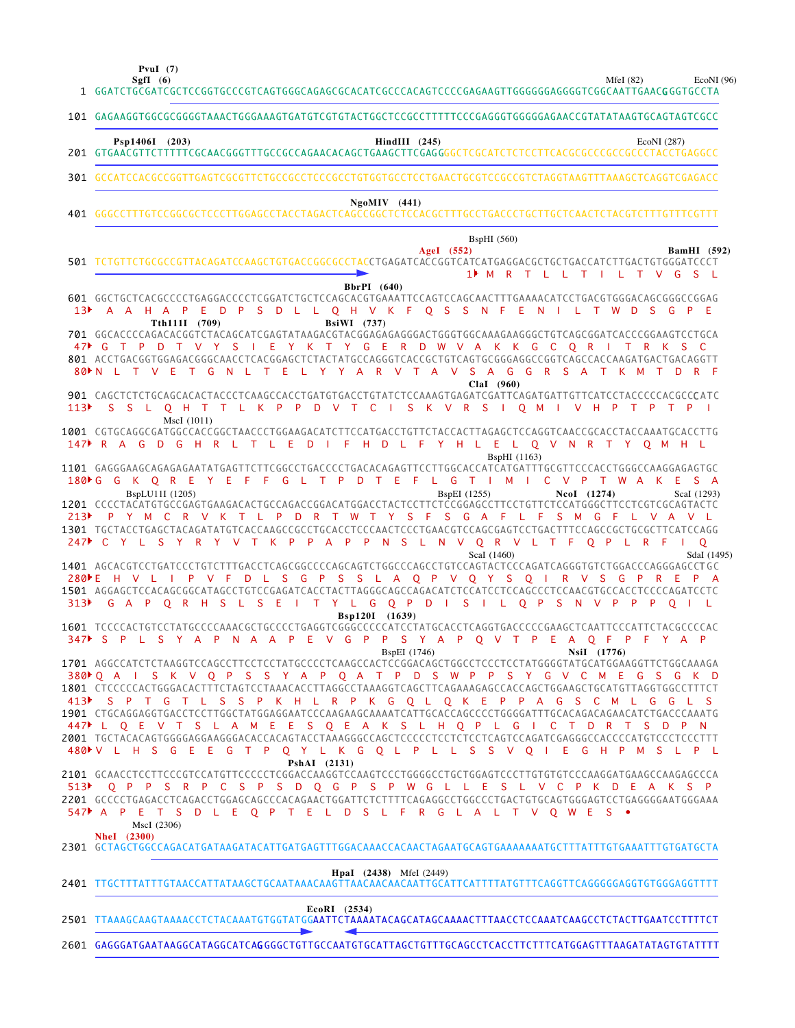```
                    PvuI (7)
                    SgfI (6)                                                                     MfeI (82)         EcoNI (96)
   1 GGATCTGCGATCGCTCCGGTGCCCGTCAGTGGGCAGAGCGCACATCGCCCACAGTCCCCGAGAAGTTGGGGGGAGGGGTCGGCAATTGAACGGGTGCCTA

 101 GAGAAGGTGGCGCGGGGTAAACTGGGAAAGTGATGTCGTGTACTGGCTCCGCCTTTTTCCCGAGGGTGGGGGAGAACCGTATATAAGTGCAGTAGTCGCC

     Psp1406I (203)                               HindIII (245)                                   EcoNI (287)
 201 GTGAACGTTCTTTTTCGCAACGGGTTTGCCGCCAGAACACAGCTGAAGCTTCGAGGGGCTCGCATCTCTCCTTCACGCGCCCGCCGCCCTACCTGAGGCC

 301 GCCATCCACGCCGGTTGAGTCGCGTTCTGCCGCCTCCCGCCTGTGGTGCCTCCTGAACTGCGTCCGCCGTCTAGGTAAGTTTAAAGCTCAGGTCGAGACC

                                                   NgoMIV (441)
 401 GGGCCTTTGTCCGGCGCTCCCTTGGAGCCTACCTAGACTCAGCCGGCTCTCCACGCTTTGCCTGACCCTGCTTGCTCAACTCTACGTCTTTGTTTCGTTT

                                                                  BspHI (560)
                                                        AgeI (552)                                 BamHI (592)
 501 TCTGTTCTGCGCCGTTACAGATCCAAGCTGTGACCGGCGCCTACCTGAGATCACCGGTCATCATGAGGACGCTGCTGACCATCTTGACTGTGGGATCCCT
   1                                                                 M  R  T  L  L  T  I  L  T  V  G  S  L

                                                   BbrPI (640)
 601 GGCTGCTCACGCCCCTGAGGACCCCTCGGATCTGCTCCAGCACGTGAAATTCCAGTCCAGCAACTTTGAAAACATCCTGACGTGGGACAGCGGGCCGGAG
  13  A  A  H  A  P  E  D  P  S  D  L  L  Q  H  V  K  F  Q  S  S  N  F  E  N  I  L  T  W  D  S  G  P  E
                   Tth111I (709)                 BsiWI (737)
 701 GGCACCCCAGACACGGTCTACAGCATCGAGTATAAGACGTACGGAGAGAGGGACTGGGTGGCAAAGAAGGGCTGTCAGCGGATCACCCGGAAGTCCTGCA
  47 G  T  P  D  T  V  Y  S  I  E  Y  K  T  Y  G  E  R  D  W  V  A  K  K  G  C  Q  R  I  T  R  K  S  C
 801 ACCTGACGGTGGAGACGGGCAACCTCACGGAGCTCTACTATGCCAGGGTCACCGCTGTCAGTGCGGGAGGCCGGTCAGCCACCAAGATGACTGACAGGTT
  80 N  L  T  V  E  T  G  N  L  T  E  L  Y  Y  A  R  V  T  A  V  S  A  G  G  R  S  A  T  K  M  T  D  R  F
                                                                             ClaI (960)
 901 CAGCTCTCTGCAGCACACTACCCTCAAGCCACCTGATGTGACCTGTATCTCCAAAGTGAGATCGATTCAGATGATTGTTCATCCTACCCCCACGCCCATC
 113  S  S  L  Q  H  T  T  L  K  P  P  D  V  T  C  I  S  K  V  R  S  I  Q  M  I  V  H  P  T  P  T  P  I
                   MscI (1011)
1001 CGTGCAGGCGATGGCCACCGGCTAACCCTGGAAGACATCTTCCATGACCTGTTCTACCACTTAGAGCTCCAGGTCAACCGCACCTACCAAATGCACCTTG
 147  R  A  G  D  G  H  R  L  T  L  E  D  I  F  H  D  L  F  Y  H  L  E  L  Q  V  N  R  T  Y  Q  M  H  L
                                                                         BspHI (1163)
1101 GAGGGAAGCAGAGAGAATATGAGTTCTTCGGCCTGACCCCTGACACAGAGTTCCTTGGCACCATCATGATTTGCGTTCCCACCTGGGCCAAGGAGAGTGC
 180 G  G  K  Q  R  E  Y  E  F  F  G  L  T  P  D  T  E  F  L  G  T  I  M  I  C  V  P  T  W  A  K  E  S  A
               BspLU11I (1205)                                   BspEI (1255)         NcoI (1274)         ScaI (1293)
1201 CCCCTACATGTGCCGAGTGAAGACACTGCCAGACCGGACATGGACCTACTCCTTCTCCGGAGCCTTCCTGTTCTCCATGGGCTTCCTCGTCGCAGTACTC
 213  P  Y  M  C  R  V  K  T  L  P  D  R  T  W  T  Y  S  F  S  G  A  F  L  F  S  M  G  F  L  V  A  V  L
1301 TGCTACCTGAGCTACAGATATGTCACCAAGCCGCCTGCACCTCCCAACTCCCTGAACGTCCAGCGAGTCCTGACTTTCCAGCCGCTGCGCTTCATCCAGG
 247  C  Y  L  S  Y  R  Y  V  T  K  P  P  A  P  P  N  S  L  N  V  Q  R  V  L  T  F  Q  P  L  R  F  I  Q
                                                                 ScaI (1460)                          SdaI (1495)
1401 AGCACGTCCTGATCCCTGTCTTTGACCTCAGCGGCCCCAGCAGTCTGGCCCAGCCTGTCCAGTACTCCCAGATCAGGGTGTCTGGACCCAGGGAGCCTGC
 280 E  H  V  L  I  P  V  F  D  L  S  G  P  S  S  L  A  Q  P  V  Q  Y  S  Q  I  R  V  S  G  P  R  E  P  A
1501 AGGAGCTCCACAGCGGCATAGCCTGTCCGAGATCACCTACTTAGGGCAGCCAGACATCTCCATCCTCCAGCCCTCCAACGTGCCACCTCCCCAGATCCTC
 313  G  A  P  Q  R  H  S  L  S  E  I  T  Y  L  G  Q  P  D  I  S  I  L  Q  P  S  N  V  P  P  P  Q  I  L
                                                 Bsp120I (1639)
1601 TCCCCACTGTCCTATGCCCCAAACGCTGCCCCTGAGGTCGGGCCCCCATCCTATGCACCTCAGGTGACCCCCGAAGCTCAATTCCCATTCTACGCCCCAC
 347  S  P  L  S  Y  A  P  N  A  A  P  E  V  G  P  P  S  Y  A  P  Q  V  T  P  E  A  Q  F  P  F  Y  A  P
                                                       BspEI (1746)                   NsiI (1776)
1701 AGGCCATCTCTAAGGTCCAGCCTTCCTCCTATGCCCCTCAAGCCACTCCGGACAGCTGGCCTCCCTCCTATGGGGTATGCATGGAAGGTTCTGGCAAAGA
 380 Q  A  I  S  K  V  Q  P  S  S  Y  A  P  Q  A  T  P  D  S  W  P  P  S  Y  G  V  C  M  E  G  S  G  K  D
1801 CTCCCCCACTGGGACACTTTCTAGTCCTAAACACCTTAGGCCTAAAGGTCAGCTTCAGAAAGAGCCACCAGCTGGAAGCTGCATGTTAGGTGGCCTTTCT
 413  S  P  T  G  T  L  S  S  P  K  H  L  R  P  K  G  Q  L  Q  K  E  P  P  A  G  S  C  M  L  G  G  L  S
1901 CTGCAGGAGGTGACCTCCTTGGCTATGGAGGAATCCCAAGAAGCAAAATCATTGCACCAGCCCCTGGGGATTTGCACAGACAGAACATCTGACCCAAATG
 447  L  Q  E  V  T  S  L  A  M  E  E  S  Q  E  A  K  S  L  H  Q  P  L  G  I  C  T  D  R  T  S  D  P  N
2001 TGCTACACAGTGGGGAGGAAGGGACACCACAGTACCTAAAGGGCCAGCTCCCCCTCCTCTCCTCAGTCCAGATCGAGGGCCACCCCATGTCCCTCCCTTT
 480 V  L  H  S  G  E  E  G  T  P  Q  Y  L  K  G  Q  L  P  L  L  S  S  V  Q  I  E  G  H  P  M  S  L  P  L
                                       PshAI (2131)
2101 GCAACCTCCTTCCCGTCCATGTTCCCCCTCGGACCAAGGTCCAAGTCCCTGGGGCCTGCTGGAGTCCCTTGTGTGTCCCAAGGATGAAGCCAAGAGCCCA
 513  Q  P  P  S  R  P  C  S  P  S  D  Q  G  P  S  P  W  G  L  L  E  S  L  V  C  P  K  D  E  A  K  S  P
2201 GCCCCTGAGACCTCAGACCTGGAGCAGCCCACAGAACTGGATTCTCTTTTCAGAGGCCTGGCCCTGACTGTGCAGTGGGAGTCCTGAGGGGAATGGGAAA
 547  A  P  E  T  S  D  L  E  Q  P  T  E  L  D  S  L  F  R  G  L  A  L  T  V  Q  W  E  S  •
          MscI (2306)
     NheI (2300)
2301 GCTAGCTGGCCAGACATGATAAGATACATTGATGAGTTTGGACAAACCACAACTAGAATGCAGTGAAAAAAATGCTTTATTTGTGAAATTTGTGATGCTA

                                              HpaI (2438)  MfeI (2449)
2401 TTGCTTTATTTGTAACCATTATAAGCTGCAATAAACAAGTTAACAACAACAATTGCATTCATTTTATGTTTCAGGTTCAGGGGGAGGTGTGGGAGGTTTT

                                     EcoRI (2534)
2501 TTAAAGCAAGTAAAACCTCTACAAATGTGGTATGGAATTCTAAAATACAGCATAGCAAAACTTTAACCTCCAAATCAAGCCTCTACTTGAATCCTTTTCT

2601 GAGGGATGAATAAGGCATAGGCATCAGGGGCTGTTGCCAATGTGCATTAGCTGTTTGCAGCCTCACCTTCTTTCATGGAGTTTAAGATATAGTGTATTTT
```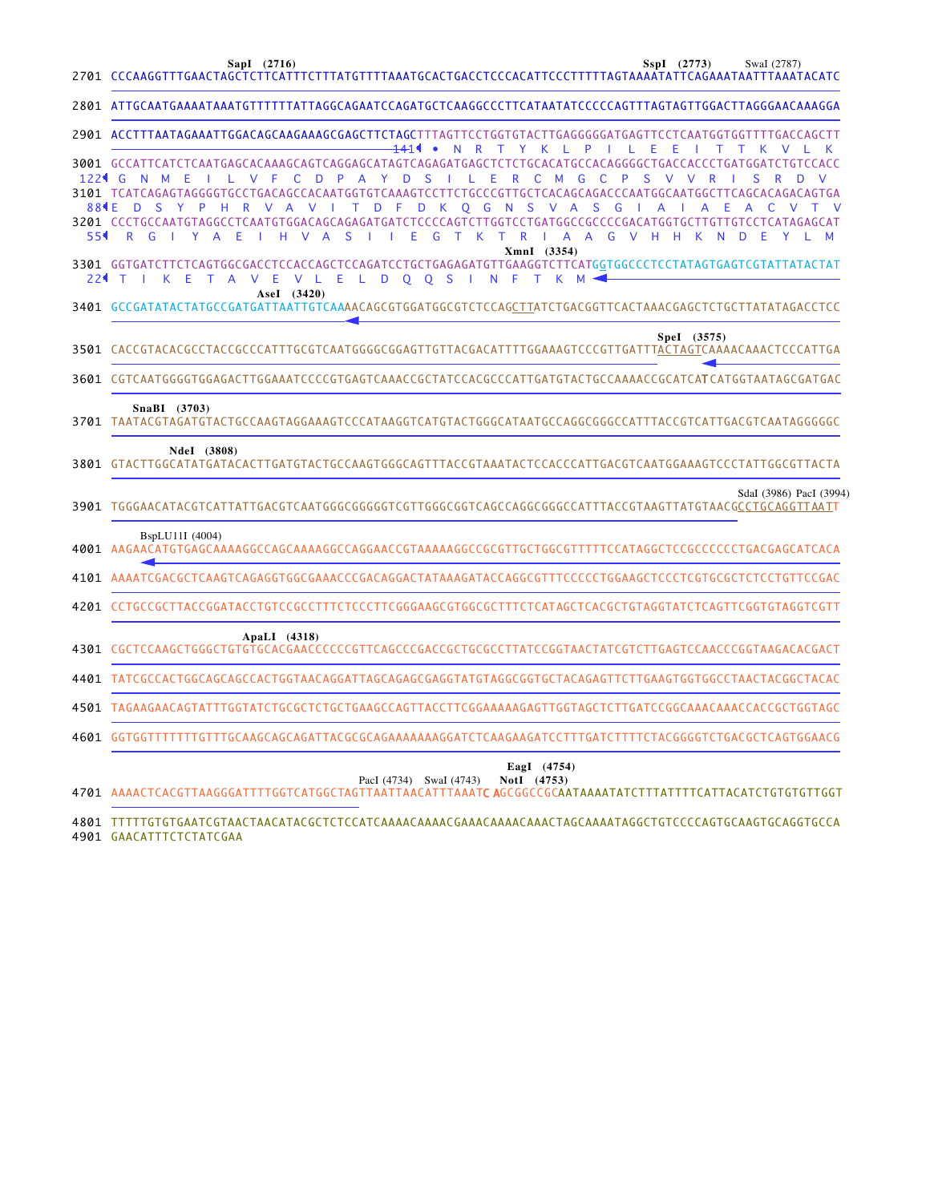```
            SapI  (2716)                                                         SspI  (2773)      SwaI (2787)
2701 CCCAAGGTTTGAACTAGCTCTTCATTTCTTTATGTTTTAAATGCACTGACCTCCCACATTCCCTTTTTAGTAAAATATTCAGAAATAATTTAAATACATC

2801 ATTGCAATGAAAATAAATGTTTTTTATTAGGCAGAATCCAGATGCTCAAGGCCCTTCATAATATCCCCCAGTTTAGTAGTTGGACTTAGGGAACAAAGGA

2901 ACCTTTAATAGAAATTGGACAGCAAGAAAGCGAGCTTCTAGCTTTAGTTCCTGGTGTACTTGAGGGGGATGAGTTCCTCAATGGTGGTTTTGACCAGCTT
                                          141◄ •  N  R  T  Y  K  L  P  I  L  E  E  I  T  T  K  V  L  K
3001 GCCATTCATCTCAATGAGCACAAAGCAGTCAGGAGCATAGTCAGAGATGAGCTCTCTGCACATGCCACAGGGGCTGACCACCCTGATGGATCTGTCCACC
 122◄ G  N  M  E  I  L  V  F  C  D  P  A  Y  D  S  I  L  E  R  C  M  G  C  P  S  V  V  R  I  S  R  D  V
3101 TCATCAGAGTAGGGGTGCCTGACAGCCACAATGGTGTCAAAGTCCTTCTGCCCGTTGCTCACAGCAGACCCAATGGCAATGGCTTCAGCACAGACAGTGA
  88◄ E  D  S  Y  P  H  R  V  A  V  I  T  D  F  D  K  Q  G  N  S  V  A  S  G  I  A  I  A  E  A  C  V  T  V
3201 CCCTGCCAATGTAGGCCTCAATGTGGACAGCAGAGATGATCTCCCCAGTCTTGGTCCTGATGGCCGCCCCGACATGGTGCTTGTTGTCCTCATAGAGCAT
  55◄  R  G  I  Y  A  E  I  H  V  A  S  I  I  E  G  T  K  T  R  I  A  A  G  V  H  H  K  N  D  E  Y  L  M
                                                                  XmnI  (3354)
3301 GGTGATCTTCTCAGTGGCGACCTCCACCAGCTCCAGATCCTGCTGAGAGATGTTGAAGGTCTTCATGGTGGCCCTCCTATAGTGAGTCGTATTATACTAT
  22◄  T  I  K  E  T  A  V  E  V  L  E  L  D  Q  Q  S  I  N  F  T  K  M ◄
                           AseI  (3420)
3401 GCCGATATACTATGCCGATGATTAATTGTCAAAACAGCGTGGATGGCGTCTCCAGCTTATCTGACGGTTCACTAAACGAGCTCTGCTTATATAGACCTCC

                                                                                           SpeI  (3575)
3501 CACCGTACACGCCTACCGCCCATTTGCGTCAATGGGGCGGAGTTGTTACGACATTTTGGAAAGTCCCGTTGATTTACTAGTCAAAACAAACTCCCATTGA

3601 CGTCAATGGGGTGGAGACTTGGAAATCCCCGTGAGTCAAACCGCTATCCACGCCCATTGATGTACTGCCAAAACCGCATCATCATGGTAATAGCGATGAC

       SnaBI  (3703)
3701 TAATACGTAGATGTACTGCCAAGTAGGAAAGTCCCATAAGGTCATGTACTGGGCATAATGCCAGGCGGGCCATTTACCGTCATTGACGTCAATAGGGGGC

            NdeI  (3808)
3801 GTACTTGGCATATGATACACTTGATGTACTGCCAAGTGGGCAGTTTACCGTAAATACTCCACCCATTGACGTCAATGGAAAGTCCCTATTGGCGTTACTA

                                                                                          SdaI (3986) PacI (3994)
3901 TGGGAACATACGTCATTATTGACGTCAATGGGCGGGGGTCGTTGGGCGGTCAGCCAGGCGGGCCATTTACCGTAAGTTATGTAACGCCTGCAGGTTAATT

        BspLU11I (4004)
4001 AAGAACATGTGAGCAAAAGGCCAGCAAAAGGCCAGGAACCGTAAAAAGGCCGCGTTGCTGGCGTTTTTCCATAGGCTCCGCCCCCCTGACGAGCATCACA

4101 AAAATCGACGCTCAAGTCAGAGGTGGCGAAACCCGACAGGACTATAAAGATACCAGGCGTTTCCCCCTGGAAGCTCCCTCGTGCGCTCTCCTGTTCCGAC

4201 CCTGCCGCTTACCGGATACCTGTCCGCCTTTCTCCCTTCGGGAAGCGTGGCGCTTTCTCATAGCTCACGCTGTAGGTATCTCAGTTCGGTGTAGGTCGTT

                    ApaLI  (4318)
4301 CGCTCCAAGCTGGGCTGTGTGCACGAACCCCCCGTTCAGCCCGACCGCTGCGCCTTATCCGGTAACTATCGTCTTGAGTCCAACCCGGTAAGACACGACT

4401 TATCGCCACTGGCAGCAGCCACTGGTAACAGGATTAGCAGAGCGAGGTATGTAGGCGGTGCTACAGAGTTCTTGAAGTGGTGGCCTAACTACGGCTACAC

4501 TAGAAGAACAGTATTTGGTATCTGCGCTCTGCTGAAGCCAGTTACCTTCGGAAAAAGAGTTGGTAGCTCTTGATCCGGCAAACAAACCACCGCTGGTAGC

4601 GGTGGTTTTTTTGTTTGCAAGCAGCAGATTACGCGCAGAAAAAAAGGATCTCAAGAAGATCCTTTGATCTTTTCTACGGGGTCTGACGCTCAGTGGAACG

                                                                          EagI  (4754)
                                                PacI (4734)  SwaI (4743)  NotI  (4753)
4701 AAAACTCACGTTAAGGGATTTTGGTCATGGCTAGTTAATTAACATTTAAATCAGCGGCCGCAATAAAATATCTTTATTTTCATTACATCTGTGTGTTGGT

4801 TTTTTGTGTGAATCGTAACTAACATACGCTCTCCATCAAAACAAAACGAAACAAAACAAACTAGCAAAATAGGCTGTCCCCAGTGCAAGTGCAGGTGCCA
4901 GAACATTTCTCTATCGAA
```